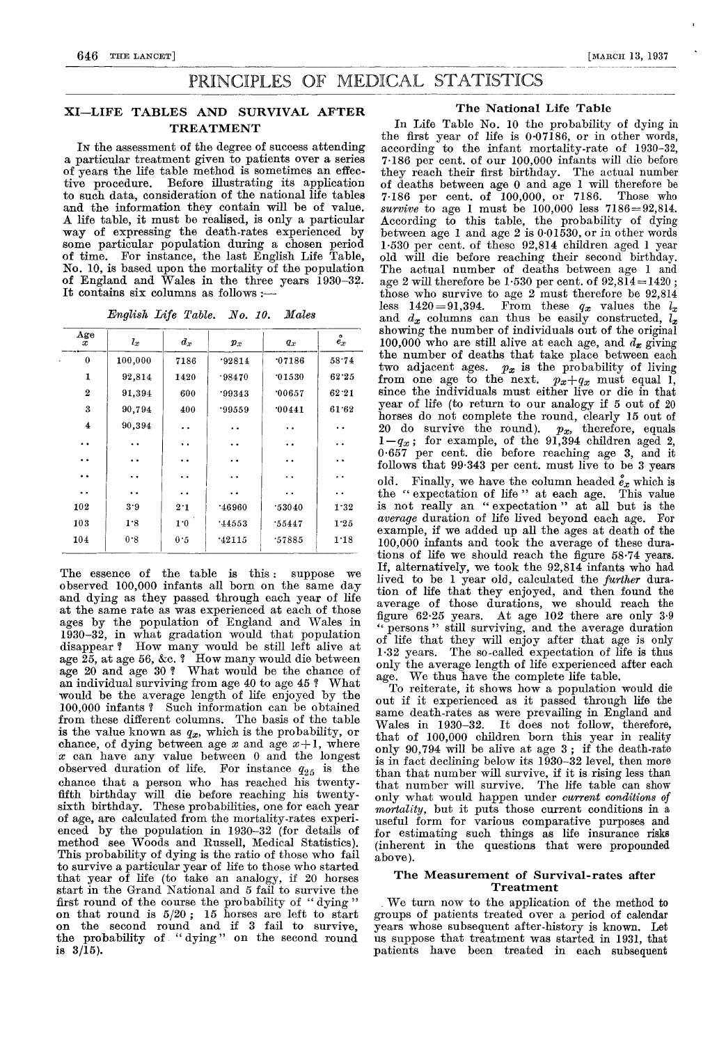# PRINCIPLES OF MEDICAL STATISTICS

## XI—LIFE TABLES AND SURVIVAL AFTER TREATMENT

IN the assessment of the degree of success attending a particular treatment given to patients over a series of years the life table method is sometimes an effective procedure. Before illustrating its application to such data, consideration of the national life tables and the information they contain will be of value. A life table, it must be realised, is only a particular way of expressing the death-rates experienced by some particular population during a chosen period of time. For instance, the last English Life Table, No. 10, is based upon the mortality of the population of England and Wales in the three years 1930–32. It contains six columns as follows :—

*English Life Table. No. 10. Males*

| Age $x$ | $l_x$ | $d_x$ | $p_x$ | $q_x$ | $\overset{\circ}{e}_x$ |
|---|---|---|---|---|---|
| 0 | 100,000 | 7186 | ·92814 | ·07186 | 58·74 |
| 1 | 92,814 | 1420 | ·98470 | ·01530 | 62·25 |
| 2 | 91,394 | 600 | ·99343 | ·00657 | 62·21 |
| 3 | 90,794 | 400 | ·99559 | ·00441 | 61·62 |
| 4 | 90,394 | .. | .. | .. | .. |
| .. | .. | .. | .. | .. | .. |
| .. | .. | .. | .. | .. | .. |
| .. | .. | .. | .. | .. | .. |
| .. | .. | .. | .. | .. | .. |
| 102 | 3·9 | 2·1 | ·46960 | ·53040 | 1·32 |
| 103 | 1·8 | 1·0 | ·44553 | ·55447 | 1·25 |
| 104 | 0·8 | 0·5 | ·42115 | ·57885 | 1·18 |

The essence of the table is this: suppose we observed 100,000 infants all born on the same day and dying as they passed through each year of life at the same rate as was experienced at each of those ages by the population of England and Wales in 1930–32, in what gradation would that population disappear? How many would be still left alive at age 25, at age 56, &c.? How many would die between age 20 and age 30? What would be the chance of an individual surviving from age 40 to age 45? What would be the average length of life enjoyed by the 100,000 infants? Such information can be obtained from these different columns. The basis of the table is the value known as $q_x$, which is the probability, or chance, of dying between age $x$ and age $x+1$, where $x$ can have any value between 0 and the longest observed duration of life. For instance $q_{25}$ is the chance that a person who has reached his twenty-fifth birthday will die before reaching his twenty-sixth birthday. These probabilities, one for each year of age, are calculated from the mortality-rates experienced by the population in 1930–32 (for details of method see Woods and Russell, Medical Statistics). This probability of dying is the ratio of those who fail to survive a particular year of life to those who started that year of life (to take an analogy, if 20 horses start in the Grand National and 5 fail to survive the first round of the course the probability of "dying" on that round is 5/20; 15 horses are left to start on the second round and if 3 fail to survive, the probability of "dying" on the second round is 3/15).

### The National Life Table

In Life Table No. 10 the probability of dying in the first year of life is 0·07186, or in other words, according to the infant mortality-rate of 1930–32, 7·186 per cent. of our 100,000 infants will die before they reach their first birthday. The actual number of deaths between age 0 and age 1 will therefore be 7·186 per cent. of 100,000, or 7186. Those who *survive* to age 1 must be 100,000 less 7186=92,814. According to this table, the probability of dying between age 1 and age 2 is 0·01530, or in other words 1·530 per cent. of these 92,814 children aged 1 year old will die before reaching their second birthday. The actual number of deaths between age 1 and age 2 will therefore be 1·530 per cent. of 92,814=1420; those who survive to age 2 must therefore be 92,814 less 1420=91,394. From these $q_x$ values the $l_x$ and $d_x$ columns can thus be easily constructed, $l_x$ showing the number of individuals out of the original 100,000 who are still alive at each age, and $d_x$ giving the number of deaths that take place between each two adjacent ages. $p_x$ is the probability of living from one age to the next. $p_x+q_x$ must equal 1, since the individuals must either live or die in that year of life (to return to our analogy if 5 out of 20 horses do not complete the round, clearly 15 out of 20 do survive the round). $p_x$, therefore, equals $1-q_x$; for example, of the 91,394 children aged 2, 0·657 per cent. die before reaching age 3, and it follows that 99·343 per cent. must live to be 3 years old. Finally, we have the column headed $\overset{\circ}{e}_x$ which is the "expectation of life" at each age. This value is not really an "expectation" at all but is the *average* duration of life lived beyond each age. For example, if we added up all the ages at death of the 100,000 infants and took the average of these durations of life we should reach the figure 58·74 years. If, alternatively, we took the 92,814 infants who had lived to be 1 year old, calculated the *further* duration of life that they enjoyed, and then found the average of those durations, we should reach the figure 62·25 years. At age 102 there are only 3·9 "persons" still surviving, and the average duration of life that they will enjoy after that age is only 1·32 years. The so-called expectation of life is thus only the average length of life experienced after each age. We thus have the complete life table.

To reiterate, it shows how a population would die out if it experienced as it passed through life the same death-rates as were prevailing in England and Wales in 1930–32. It does not follow, therefore, that of 100,000 children born this year in reality only 90,794 will be alive at age 3; if the death-rate is in fact declining below its 1930–32 level, then more than that number will survive, if it is rising less than that number will survive. The life table can show only what would happen under *current conditions of mortality*, but it puts those current conditions in a useful form for various comparative purposes and for estimating such things as life insurance risks (inherent in the questions that were propounded above).

### The Measurement of Survival-rates after Treatment

We turn now to the application of the method to groups of patients treated over a period of calendar years whose subsequent after-history is known. Let us suppose that treatment was started in 1931, that patients have been treated in each subsequent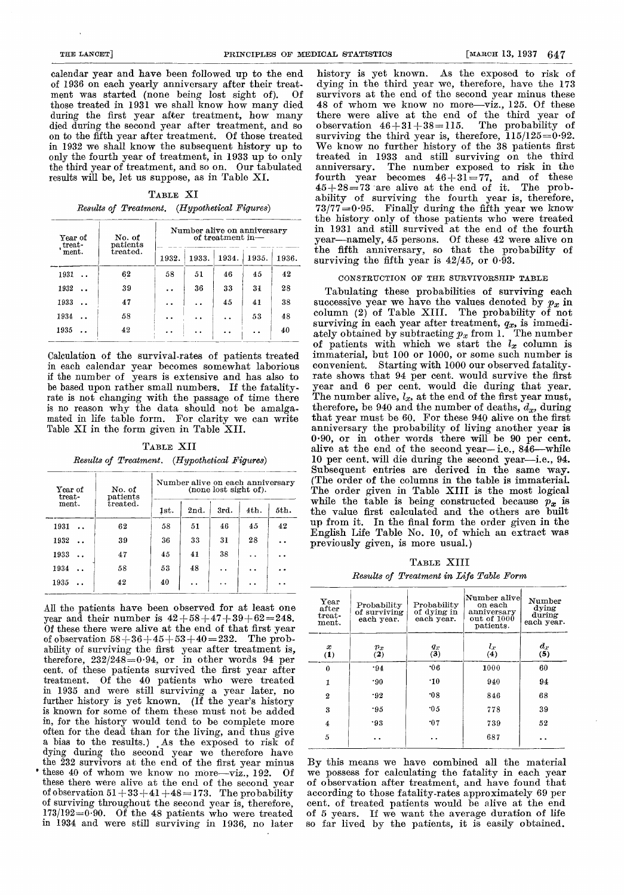calendar year and have been followed up to the end of 1936 on each yearly anniversary after their treatment was started (none being lost sight of). Of those treated in 1931 we shall know how many died during the first year after treatment, how many died during the second year after treatment, and so on to the fifth year after treatment. Of those treated in 1932 we shall know the subsequent history up to only the fourth year of treatment, in 1933 up to only the third year of treatment, and so on. Our tabulated results will be, let us suppose, as in Table XI.

TABLE XI

*Results of Treatment. (Hypothetical Figures)*

| Year of treatment. | No. of patients treated. | Number alive on anniversary of treatment in— | | | | |
|---|---|---|---|---|---|---|
| | | 1932. | 1933. | 1934. | 1935. | 1936. |
| 1931 .. | 62 | 58 | 51 | 46 | 45 | 42 |
| 1932 .. | 39 | .. | 36 | 33 | 31 | 28 |
| 1933 .. | 47 | .. | .. | 45 | 41 | 38 |
| 1934 .. | 58 | .. | .. | .. | 53 | 48 |
| 1935 .. | 42 | .. | .. | .. | .. | 40 |

Calculation of the survival-rates of patients treated in each calendar year becomes somewhat laborious if the number of years is extensive and has also to be based upon rather small numbers. If the fatality-rate is not changing with the passage of time there is no reason why the data should not be amalgamated in life table form. For clarity we can write Table XI in the form given in Table XII.

TABLE XII

*Results of Treatment. (Hypothetical Figures)*

| Year of treatment. | No. of patients treated. | Number alive on each anniversary (none lost sight of). | | | | |
|---|---|---|---|---|---|---|
| | | 1st. | 2nd. | 3rd. | 4th. | 5th. |
| 1931 .. | 62 | 58 | 51 | 46 | 45 | 42 |
| 1932 .. | 39 | 36 | 33 | 31 | 28 | .. |
| 1933 .. | 47 | 45 | 41 | 38 | .. | .. |
| 1934 .. | 58 | 53 | 48 | .. | .. | .. |
| 1935 .. | 42 | 40 | .. | .. | .. | .. |

All the patients have been observed for at least one year and their number is 42+58+47+39+62=248. Of these there were alive at the end of that first year of observation 58+36+45+53+40=232. The probability of surviving the first year after treatment is, therefore, 232/248=0·94, or in other words 94 per cent. of these patients survived the first year after treatment. Of the 40 patients who were treated in 1935 and were still surviving a year later, no further history is yet known. (If the year's history is known for some of them these must not be added in, for the history would tend to be complete more often for the dead than for the living, and thus give a bias to the results.) As the exposed to risk of dying during the second year we therefore have the 232 survivors at the end of the first year minus these 40 of whom we know no more—viz., 192. Of these there were alive at the end of the second year of observation 51+33+41+48=173. The probability of surviving throughout the second year is, therefore, 173/192=0·90. Of the 48 patients who were treated in 1934 and were still surviving in 1936, no later history is yet known. As the exposed to risk of dying in the third year we, therefore, have the 173 survivors at the end of the second year minus these 48 of whom we know no more—viz., 125. Of these there were alive at the end of the third year of observation 46+31+38=115. The probability of surviving the third year is, therefore, 115/125=0·92. We know no further history of the 38 patients first treated in 1933 and still surviving on the third anniversary. The number exposed to risk in the fourth year becomes 46+31=77, and of these 45+28=73 are alive at the end of it. The probability of surviving the fourth year is, therefore, 73/77=0·95. Finally during the fifth year we know the history only of those patients who were treated in 1931 and still survived at the end of the fourth year—namely, 45 persons. Of these 42 were alive on the fifth anniversary, so that the probability of surviving the fifth year is 42/45, or 0·93.

## CONSTRUCTION OF THE SURVIVORSHIP TABLE

Tabulating these probabilities of surviving each successive year we have the values denoted by $p_x$ in column (2) of Table XIII. The probability of not surviving in each year after treatment, $q_x$, is immediately obtained by subtracting $p_x$ from 1. The number of patients with which we start the $l_x$ column is immaterial, but 100 or 1000, or some such number is convenient. Starting with 1000 our observed fatality-rate shows that 94 per cent. would survive the first year and 6 per cent. would die during that year. The number alive, $l_x$, at the end of the first year must, therefore, be 940 and the number of deaths, $d_x$, during that year must be 60. For these 940 alive on the first anniversary the probability of living another year is 0·90, or in other words there will be 90 per cent. alive at the end of the second year—i.e., 846—while 10 per cent. will die during the second year—i.e., 94. Subsequent entries are derived in the same way. (The order of the columns in the table is immaterial. The order given in Table XIII is the most logical while the table is being constructed because $p_x$ is the value first calculated and the others are built up from it. In the final form the order given in the English Life Table No. 10, of which an extract was previously given, is more usual.)

TABLE XIII

*Results of Treatment in Life Table Form*

| Year after treatment. | Probability of surviving each year. | Probability of dying in each year. | Number alive on each anniversary out of 1000 patients. | Number dying during each year. |
|---|---|---|---|---|
| $x$ (1) | $p_x$ (2) | $q_x$ (3) | $l_x$ (4) | $d_x$ (5) |
| 0 | ·94 | ·06 | 1000 | 60 |
| 1 | ·90 | ·10 | 940 | 94 |
| 2 | ·92 | ·08 | 846 | 68 |
| 3 | ·95 | ·05 | 778 | 39 |
| 4 | ·93 | ·07 | 739 | 52 |
| 5 | .. | .. | 687 | .. |

By this means we have combined all the material we possess for calculating the fatality in each year of observation after treatment, and have found that according to those fatality-rates approximately 69 per cent. of treated patients would be alive at the end of 5 years. If we want the average duration of life so far lived by the patients, it is easily obtained.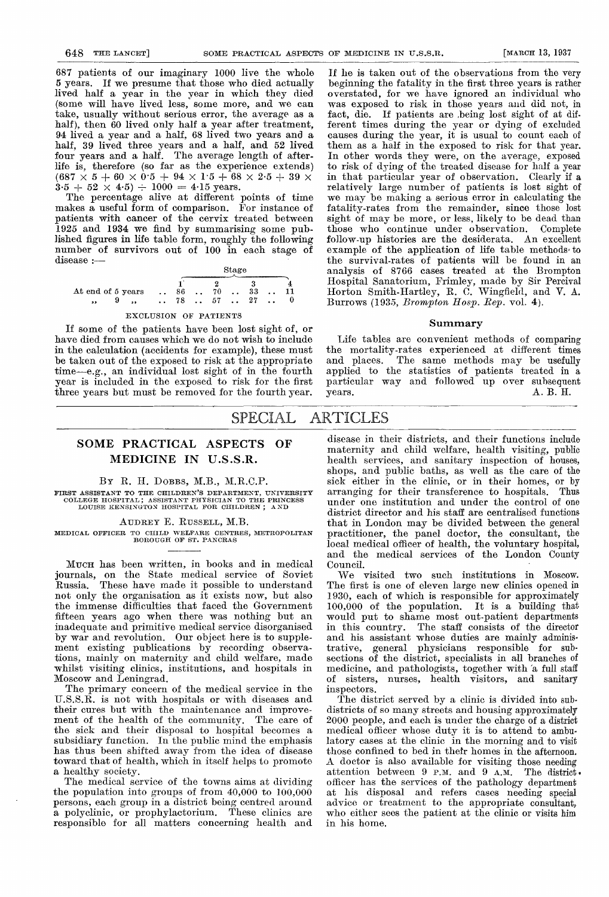687 patients of our imaginary 1000 live the whole 5 years. If we presume that those who died actually lived half a year in the year in which they died (some will have lived less, some more, and we can take, usually without serious error, the average as a half), then 60 lived only half a year after treatment, 94 lived a year and a half, 68 lived two years and a half, 39 lived three years and a half, and 52 lived four years and a half. The average length of after-life is, therefore (so far as the experience extends) $(687 \times 5 + 60 \times 0{\cdot}5 + 94 \times 1{\cdot}5 + 68 \times 2{\cdot}5 + 39 \times 3{\cdot}5 + 52 \times 4{\cdot}5) \div 1000 = 4{\cdot}15$ years.

The percentage alive at different points of time makes a useful form of comparison. For instance of patients with cancer of the cervix treated between 1925 and 1934 we find by summarising some published figures in life table form, roughly the following number of survivors out of 100 in each stage of disease :—

| | Stage 1 | Stage 2 | Stage 3 | Stage 4 |
|---|---|---|---|---|
| At end of 5 years | 86 | 70 | 33 | 11 |
| ,, 9 ,, | 78 | 57 | 27 | 0 |

EXCLUSION OF PATIENTS

If some of the patients have been lost sight of, or have died from causes which we do not wish to include in the calculation (accidents for example), these must be taken out of the exposed to risk at the appropriate time—e.g., an individual lost sight of in the fourth year is included in the exposed to risk for the first three years but must be removed for the fourth year. If he is taken out of the observations from the very beginning the fatality in the first three years is rather overstated, for we have ignored an individual who was exposed to risk in those years and did not, in fact, die. If patients are being lost sight of at different times during the year or dying of excluded causes during the year, it is usual to count each of them as a half in the exposed to risk for that year. In other words they were, on the average, exposed to risk of dying of the treated disease for half a year in that particular year of observation. Clearly if a relatively large number of patients is lost sight of we may be making a serious error in calculating the fatality-rates from the remainder, since those lost sight of may be more, or less, likely to be dead than those who continue under observation. Complete follow-up histories are the desiderata. An excellent example of the application of life table methods to the survival-rates of patients will be found in an analysis of 8766 cases treated at the Brompton Hospital Sanatorium, Frimley, made by Sir Percival Horton Smith-Hartley, R. C. Wingfield, and V. A. Burrows (1935, *Brompton Hosp. Rep.* vol. 4).

### Summary

Life tables are convenient methods of comparing the mortality-rates experienced at different times and places. The same methods may be usefully applied to the statistics of patients treated in a particular way and followed up over subsequent years.

A. B. H.

# SPECIAL ARTICLES

## SOME PRACTICAL ASPECTS OF MEDICINE IN U.S.S.R.

By R. H. Dobbs, M.B., M.R.C.P.

FIRST ASSISTANT TO THE CHILDREN'S DEPARTMENT, UNIVERSITY COLLEGE HOSPITAL; ASSISTANT PHYSICIAN TO THE PRINCESS LOUISE KENSINGTON HOSPITAL FOR CHILDREN; AND

Audrey E. Russell, M.B.

MEDICAL OFFICER TO CHILD WELFARE CENTRES, METROPOLITAN BOROUGH OF ST. PANCRAS

Much has been written, in books and in medical journals, on the State medical service of Soviet Russia. These have made it possible to understand not only the organisation as it exists now, but also the immense difficulties that faced the Government fifteen years ago when there was nothing but an inadequate and primitive medical service disorganised by war and revolution. Our object here is to supplement existing publications by recording observations, mainly on maternity and child welfare, made whilst visiting clinics, institutions, and hospitals in Moscow and Leningrad.

The primary concern of the medical service in the U.S.S.R. is not with hospitals or with diseases and their cures but with the maintenance and improvement of the health of the community. The care of the sick and their disposal to hospital becomes a subsidiary function. In the public mind the emphasis has thus been shifted away from the idea of disease toward that of health, which in itself helps to promote a healthy society.

The medical service of the towns aims at dividing the population into groups of from 40,000 to 100,000 persons, each group in a district being centred around a polyclinic, or prophylactorium. These clinics are responsible for all matters concerning health and disease in their districts, and their functions include maternity and child welfare, health visiting, public health services, and sanitary inspection of houses, shops, and public baths, as well as the care of the sick either in the clinic, or in their homes, or by arranging for their transference to hospitals. Thus under one institution and under the control of one district director and his staff are centralised functions that in London may be divided between the general practitioner, the panel doctor, the consultant, the local medical officer of health, the voluntary hospital, and the medical services of the London County Council.

We visited two such institutions in Moscow. The first is one of eleven large new clinics opened in 1930, each of which is responsible for approximately 100,000 of the population. It is a building that would put to shame most out-patient departments in this country. The staff consists of the director and his assistant whose duties are mainly administrative, general physicians responsible for subsections of the district, specialists in all branches of medicine, and pathologists, together with a full staff of sisters, nurses, health visitors, and sanitary inspectors.

The district served by a clinic is divided into subdistricts of so many streets and housing approximately 2000 people, and each is under the charge of a district medical officer whose duty it is to attend to ambulatory cases at the clinic in the morning and to visit those confined to bed in their homes in the afternoon. A doctor is also available for visiting those needing attention between 9 P.M. and 9 A.M. The district officer has the services of the pathology department at his disposal and refers cases needing special advice or treatment to the appropriate consultant, who either sees the patient at the clinic or visits him in his home.